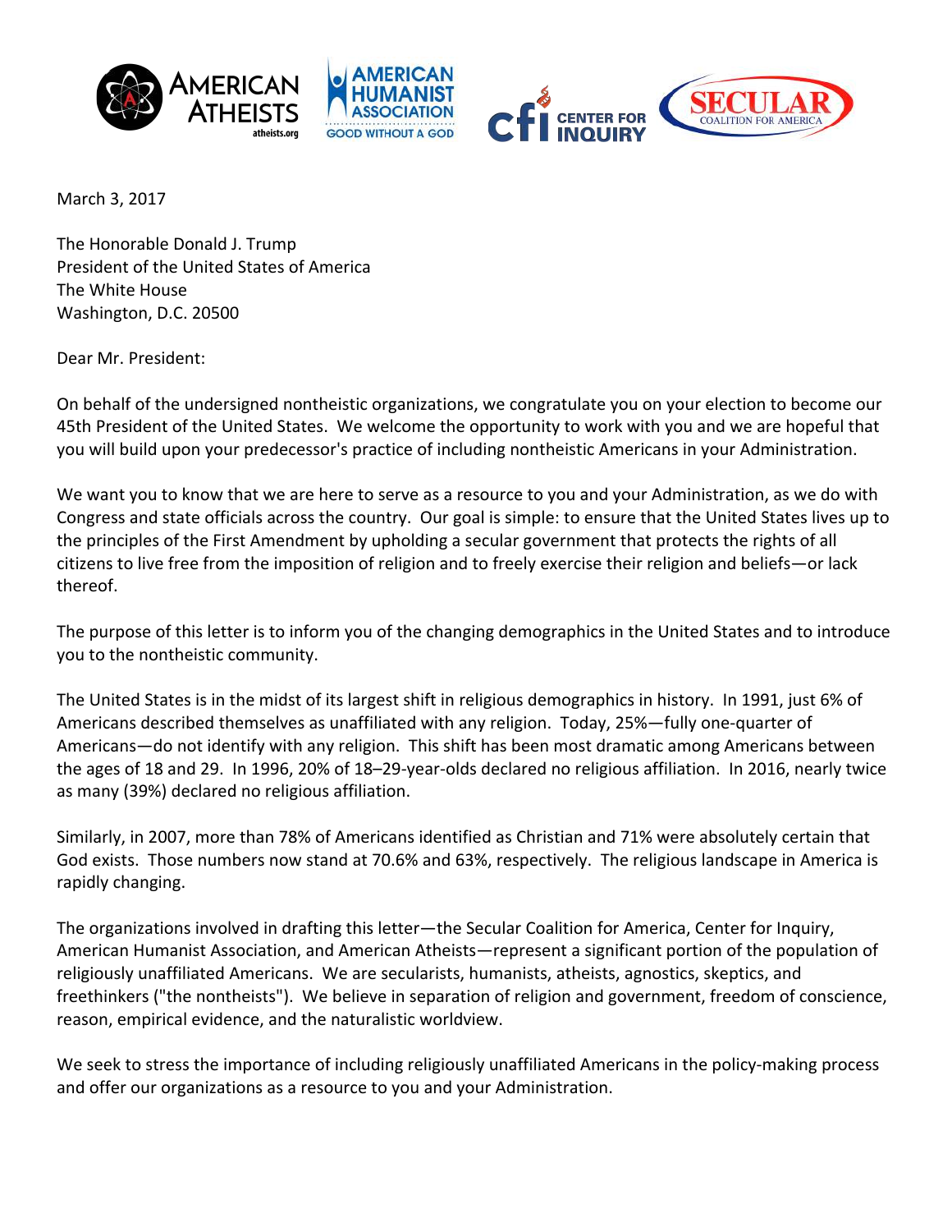March 3, 2017

The Honorable Donald J. Trump
President of the United States of America
The White House
Washington, D.C. 20500

Dear Mr. President:

On behalf of the undersigned nontheistic organizations, we congratulate you on your election to become our 45th President of the United States. We welcome the opportunity to work with you and we are hopeful that you will build upon your predecessor's practice of including nontheistic Americans in your Administration.

We want you to know that we are here to serve as a resource to you and your Administration, as we do with Congress and state officials across the country. Our goal is simple: to ensure that the United States lives up to the principles of the First Amendment by upholding a secular government that protects the rights of all citizens to live free from the imposition of religion and to freely exercise their religion and beliefs—or lack thereof.

The purpose of this letter is to inform you of the changing demographics in the United States and to introduce you to the nontheistic community.

The United States is in the midst of its largest shift in religious demographics in history. In 1991, just 6% of Americans described themselves as unaffiliated with any religion. Today, 25%—fully one-quarter of Americans—do not identify with any religion. This shift has been most dramatic among Americans between the ages of 18 and 29. In 1996, 20% of 18–29-year-olds declared no religious affiliation. In 2016, nearly twice as many (39%) declared no religious affiliation.

Similarly, in 2007, more than 78% of Americans identified as Christian and 71% were absolutely certain that God exists. Those numbers now stand at 70.6% and 63%, respectively. The religious landscape in America is rapidly changing.

The organizations involved in drafting this letter—the Secular Coalition for America, Center for Inquiry, American Humanist Association, and American Atheists—represent a significant portion of the population of religiously unaffiliated Americans. We are secularists, humanists, atheists, agnostics, skeptics, and freethinkers ("the nontheists"). We believe in separation of religion and government, freedom of conscience, reason, empirical evidence, and the naturalistic worldview.

We seek to stress the importance of including religiously unaffiliated Americans in the policy-making process and offer our organizations as a resource to you and your Administration.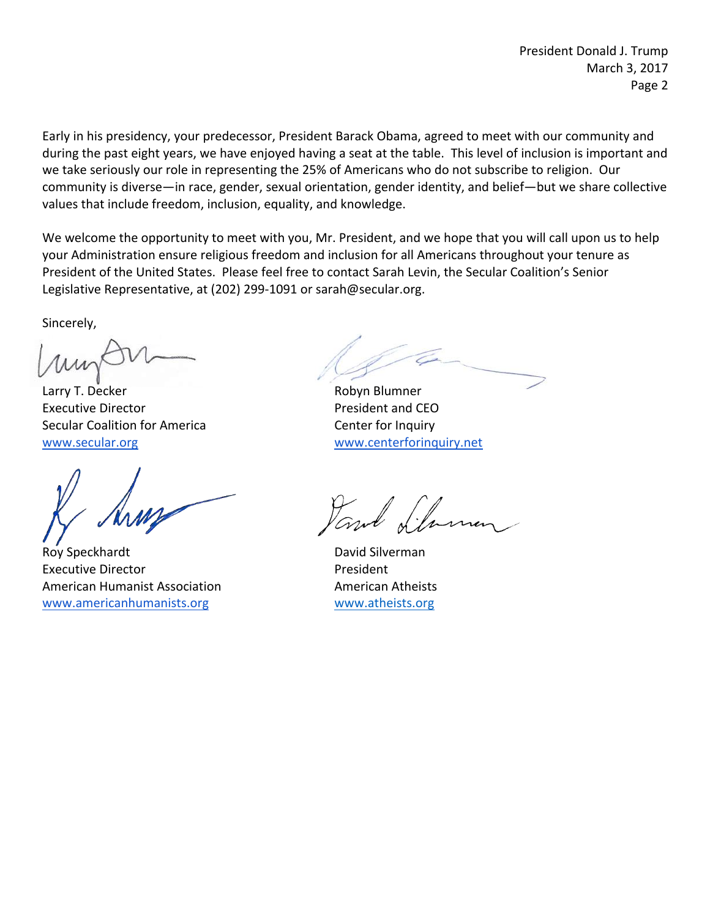Early in his presidency, your predecessor, President Barack Obama, agreed to meet with our community and during the past eight years, we have enjoyed having a seat at the table. This level of inclusion is important and we take seriously our role in representing the 25% of Americans who do not subscribe to religion. Our community is diverse—in race, gender, sexual orientation, gender identity, and belief—but we share collective values that include freedom, inclusion, equality, and knowledge.

We welcome the opportunity to meet with you, Mr. President, and we hope that you will call upon us to help your Administration ensure religious freedom and inclusion for all Americans throughout your tenure as President of the United States. Please feel free to contact Sarah Levin, the Secular Coalition's Senior Legislative Representative, at (202) 299-1091 or sarah@secular.org.

Sincerely,

Larry T. Decker
Executive Director
Secular Coalition for America
www.secular.org

Robyn Blumner
President and CEO
Center for Inquiry
www.centerforinquiry.net

Roy Speckhardt
Executive Director
American Humanist Association
www.americanhumanists.org

David Silverman
President
American Atheists
www.atheists.org